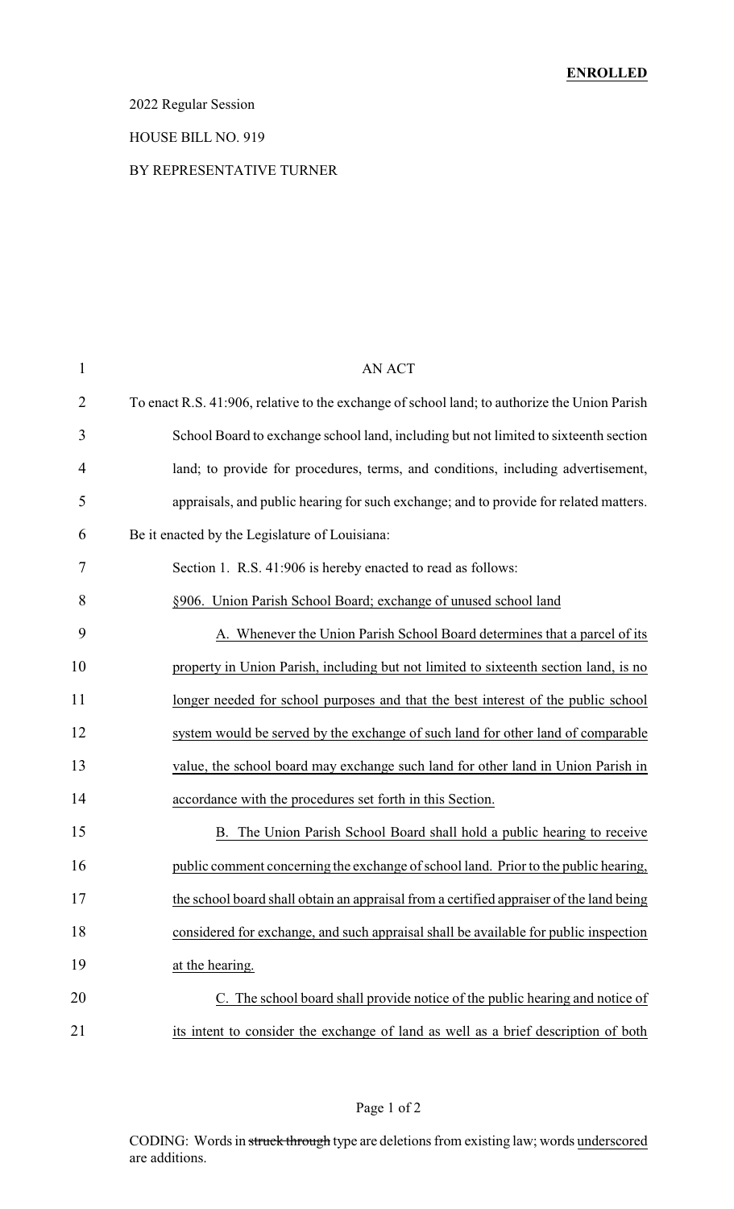**ENROLLED**

2022 Regular Session

HOUSE BILL NO. 919

BY REPRESENTATIVE TURNER

AN ACT

To enact R.S. 41:906, relative to the exchange of school land; to authorize the Union Parish School Board to exchange school land, including but not limited to sixteenth section land; to provide for procedures, terms, and conditions, including advertisement, appraisals, and public hearing for such exchange; and to provide for related matters.

Be it enacted by the Legislature of Louisiana:

Section 1. R.S. 41:906 is hereby enacted to read as follows:

§906. Union Parish School Board; exchange of unused school land

A. Whenever the Union Parish School Board determines that a parcel of its property in Union Parish, including but not limited to sixteenth section land, is no longer needed for school purposes and that the best interest of the public school system would be served by the exchange of such land for other land of comparable value, the school board may exchange such land for other land in Union Parish in accordance with the procedures set forth in this Section.

B. The Union Parish School Board shall hold a public hearing to receive public comment concerning the exchange of school land. Prior to the public hearing, the school board shall obtain an appraisal from a certified appraiser of the land being considered for exchange, and such appraisal shall be available for public inspection at the hearing.

C. The school board shall provide notice of the public hearing and notice of its intent to consider the exchange of land as well as a brief description of both

CODING: Words in ~~struck through~~ type are deletions from existing law; words underscored are additions.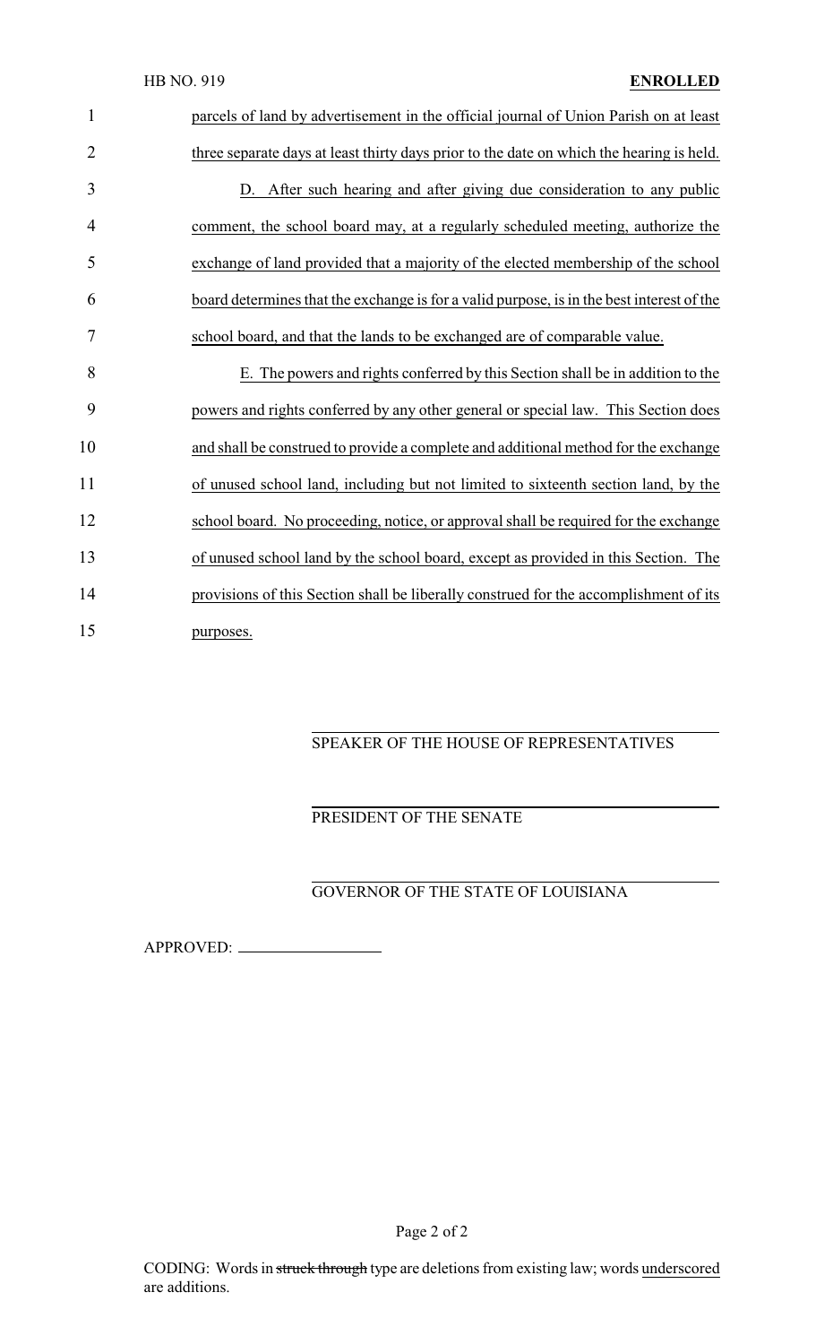parcels of land by advertisement in the official journal of Union Parish on at least three separate days at least thirty days prior to the date on which the hearing is held.

D. After such hearing and after giving due consideration to any public comment, the school board may, at a regularly scheduled meeting, authorize the exchange of land provided that a majority of the elected membership of the school board determines that the exchange is for a valid purpose, is in the best interest of the school board, and that the lands to be exchanged are of comparable value.

E. The powers and rights conferred by this Section shall be in addition to the powers and rights conferred by any other general or special law. This Section does and shall be construed to provide a complete and additional method for the exchange of unused school land, including but not limited to sixteenth section land, by the school board. No proceeding, notice, or approval shall be required for the exchange of unused school land by the school board, except as provided in this Section. The provisions of this Section shall be liberally construed for the accomplishment of its purposes.

SPEAKER OF THE HOUSE OF REPRESENTATIVES

PRESIDENT OF THE SENATE

GOVERNOR OF THE STATE OF LOUISIANA

APPROVED: \_\_\_\_\_\_\_\_\_\_\_\_\_\_\_\_\_\_

CODING: Words in ~~struck through~~ type are deletions from existing law; words underscored are additions.